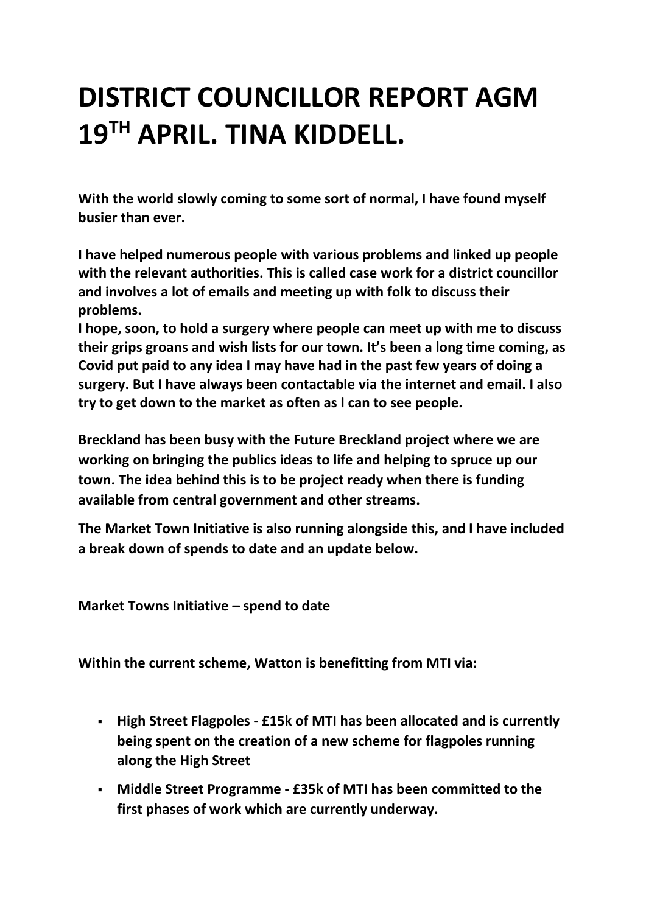# DISTRICT COUNCILLOR REPORT AGM 19TH APRIL. TINA KIDDELL.

**With the world slowly coming to some sort of normal, I have found myself busier than ever.**

**I have helped numerous people with various problems and linked up people with the relevant authorities. This is called case work for a district councillor and involves a lot of emails and meeting up with folk to discuss their problems.**
**I hope, soon, to hold a surgery where people can meet up with me to discuss their grips groans and wish lists for our town. It's been a long time coming, as Covid put paid to any idea I may have had in the past few years of doing a surgery. But I have always been contactable via the internet and email. I also try to get down to the market as often as I can to see people.**

**Breckland has been busy with the Future Breckland project where we are working on bringing the publics ideas to life and helping to spruce up our town. The idea behind this is to be project ready when there is funding available from central government and other streams.**

**The Market Town Initiative is also running alongside this, and I have included a break down of spends to date and an update below.**

**Market Towns Initiative – spend to date**

**Within the current scheme, Watton is benefitting from MTI via:**

- **High Street Flagpoles - £15k of MTI has been allocated and is currently being spent on the creation of a new scheme for flagpoles running along the High Street**
- **Middle Street Programme - £35k of MTI has been committed to the first phases of work which are currently underway.**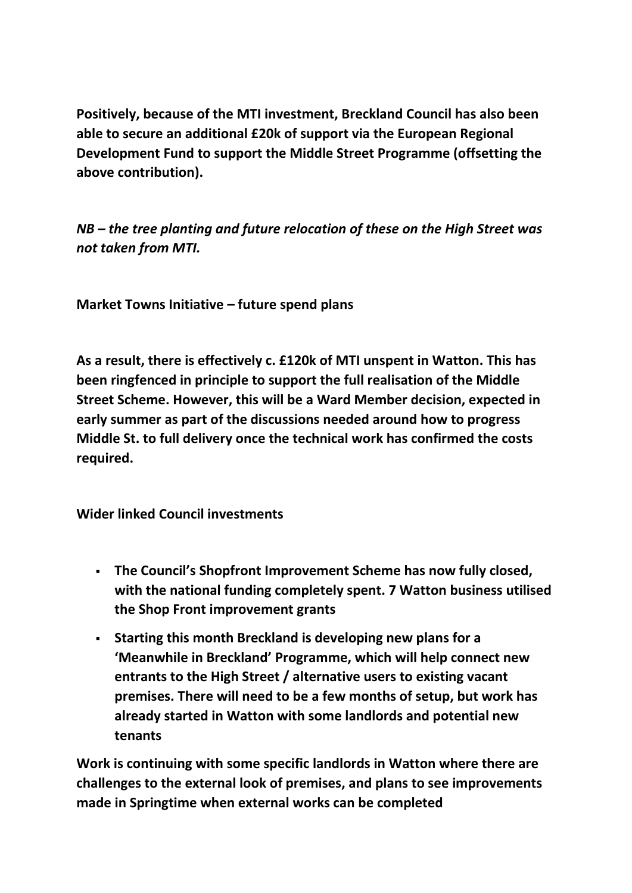**Positively, because of the MTI investment, Breckland Council has also been able to secure an additional £20k of support via the European Regional Development Fund to support the Middle Street Programme (offsetting the above contribution).**

***NB – the tree planting and future relocation of these on the High Street was not taken from MTI.***

**Market Towns Initiative – future spend plans**

**As a result, there is effectively c. £120k of MTI unspent in Watton. This has been ringfenced in principle to support the full realisation of the Middle Street Scheme. However, this will be a Ward Member decision, expected in early summer as part of the discussions needed around how to progress Middle St. to full delivery once the technical work has confirmed the costs required.**

**Wider linked Council investments**

- **The Council's Shopfront Improvement Scheme has now fully closed, with the national funding completely spent. 7 Watton business utilised the Shop Front improvement grants**
- **Starting this month Breckland is developing new plans for a 'Meanwhile in Breckland' Programme, which will help connect new entrants to the High Street / alternative users to existing vacant premises. There will need to be a few months of setup, but work has already started in Watton with some landlords and potential new tenants**

**Work is continuing with some specific landlords in Watton where there are challenges to the external look of premises, and plans to see improvements made in Springtime when external works can be completed**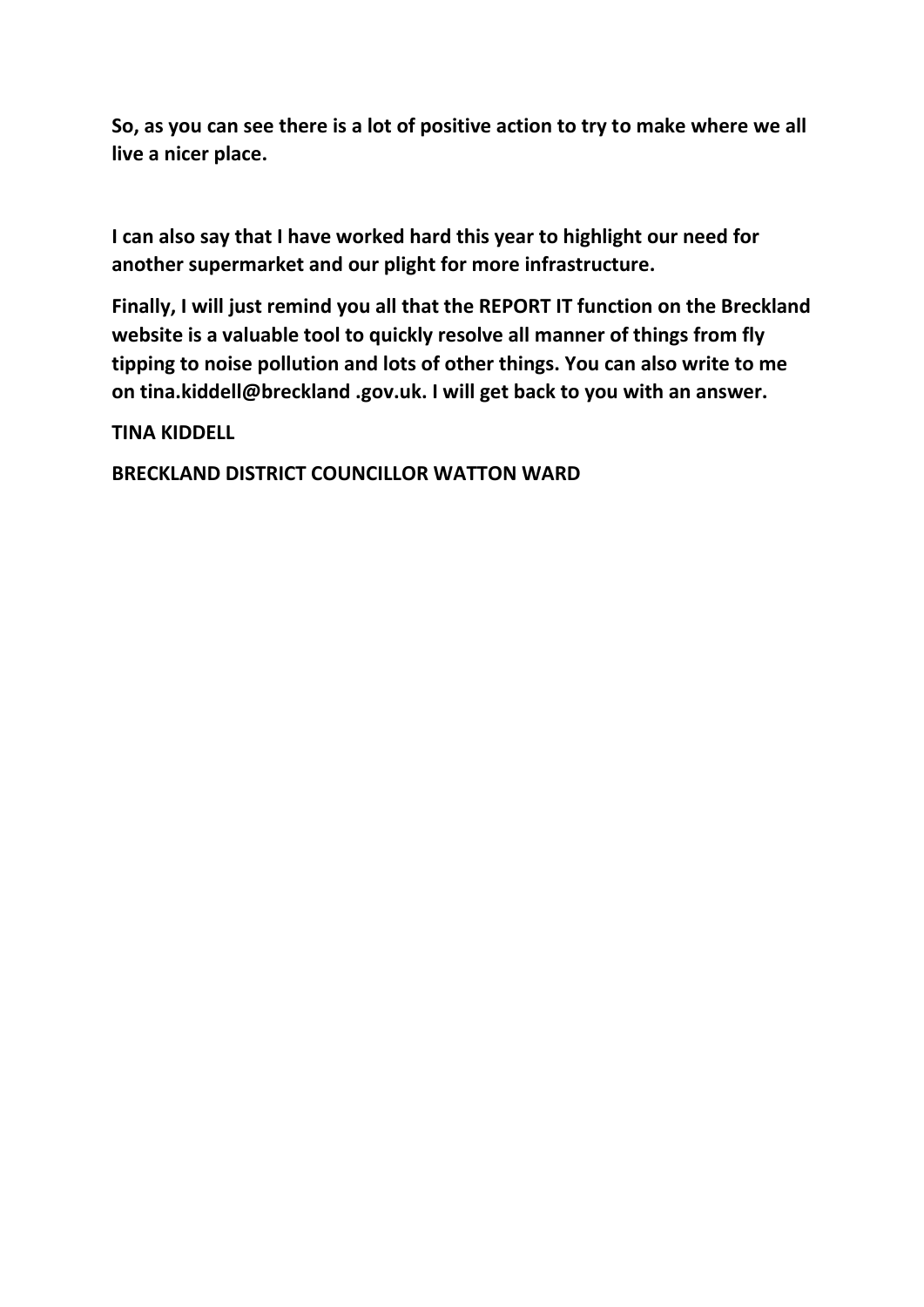**So, as you can see there is a lot of positive action to try to make where we all live a nicer place.**

**I can also say that I have worked hard this year to highlight our need for another supermarket and our plight for more infrastructure.**

**Finally, I will just remind you all that the REPORT IT function on the Breckland website is a valuable tool to quickly resolve all manner of things from fly tipping to noise pollution and lots of other things. You can also write to me on tina.kiddell@breckland .gov.uk. I will get back to you with an answer.**

**TINA KIDDELL**

**BRECKLAND DISTRICT COUNCILLOR WATTON WARD**